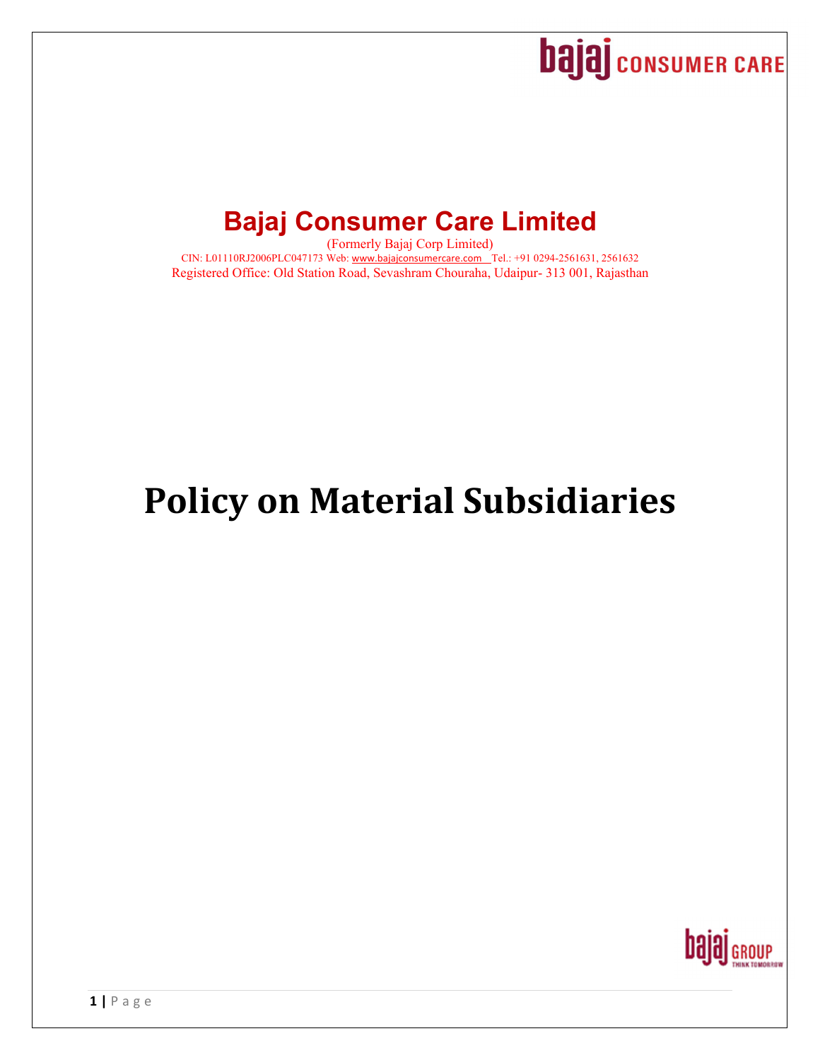# Bajaj Consumer Care Limited

(Formerly Bajaj Corp Limited)

CIN: L01110RJ2006PLC047173 Web: www.bajajconsumercare.com Tel.: +91 0294-2561631, 2561632

Registered Office: Old Station Road, Sevashram Chouraha, Udaipur- 313 001, Rajasthan

# Policy on Material Subsidiaries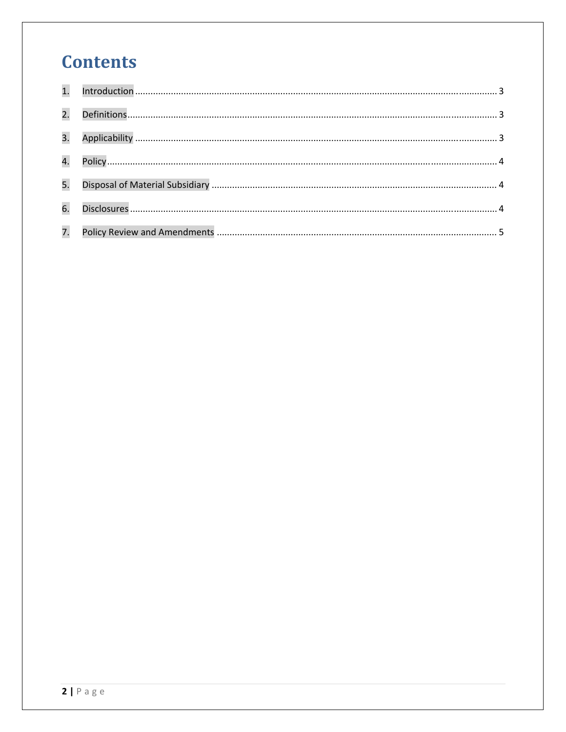# Contents

1. Introduction ........................................................................................................................................ 3
2. Definitions ........................................................................................................................................... 3
3. Applicability ........................................................................................................................................ 3
4. Policy .................................................................................................................................................... 4
5. Disposal of Material Subsidiary ....................................................................................................... 4
6. Disclosures ........................................................................................................................................... 4
7. Policy Review and Amendments ..................................................................................................... 5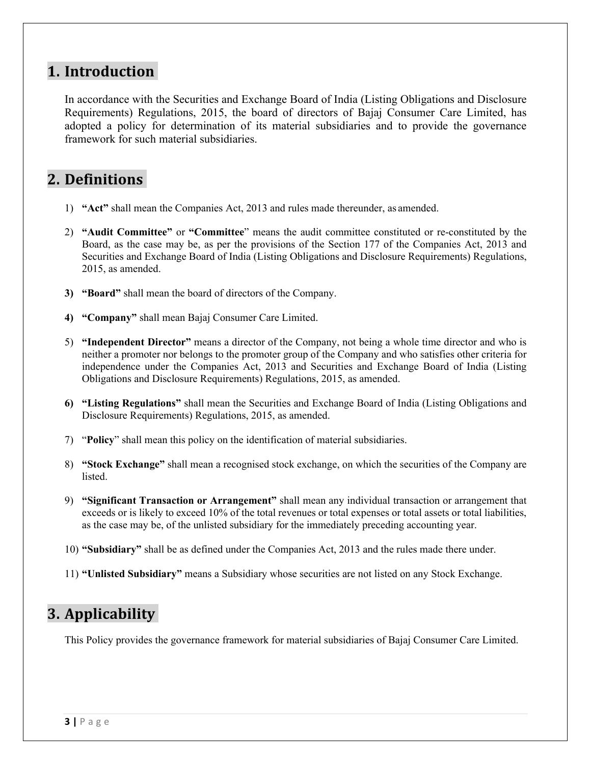## 1. Introduction

In accordance with the Securities and Exchange Board of India (Listing Obligations and Disclosure Requirements) Regulations, 2015, the board of directors of Bajaj Consumer Care Limited, has adopted a policy for determination of its material subsidiaries and to provide the governance framework for such material subsidiaries.

## 2. Definitions

1) **"Act"** shall mean the Companies Act, 2013 and rules made thereunder, as amended.

2) **"Audit Committee"** or **"Committee**" means the audit committee constituted or re-constituted by the Board, as the case may be, as per the provisions of the Section 177 of the Companies Act, 2013 and Securities and Exchange Board of India (Listing Obligations and Disclosure Requirements) Regulations, 2015, as amended.

3) **"Board"** shall mean the board of directors of the Company.

4) **"Company"** shall mean Bajaj Consumer Care Limited.

5) **"Independent Director"** means a director of the Company, not being a whole time director and who is neither a promoter nor belongs to the promoter group of the Company and who satisfies other criteria for independence under the Companies Act, 2013 and Securities and Exchange Board of India (Listing Obligations and Disclosure Requirements) Regulations, 2015, as amended.

6) **"Listing Regulations"** shall mean the Securities and Exchange Board of India (Listing Obligations and Disclosure Requirements) Regulations, 2015, as amended.

7) "**Policy**" shall mean this policy on the identification of material subsidiaries.

8) **"Stock Exchange"** shall mean a recognised stock exchange, on which the securities of the Company are listed.

9) **"Significant Transaction or Arrangement"** shall mean any individual transaction or arrangement that exceeds or is likely to exceed 10% of the total revenues or total expenses or total assets or total liabilities, as the case may be, of the unlisted subsidiary for the immediately preceding accounting year.

10) **"Subsidiary"** shall be as defined under the Companies Act, 2013 and the rules made there under.

11) **"Unlisted Subsidiary"** means a Subsidiary whose securities are not listed on any Stock Exchange.

## 3. Applicability

This Policy provides the governance framework for material subsidiaries of Bajaj Consumer Care Limited.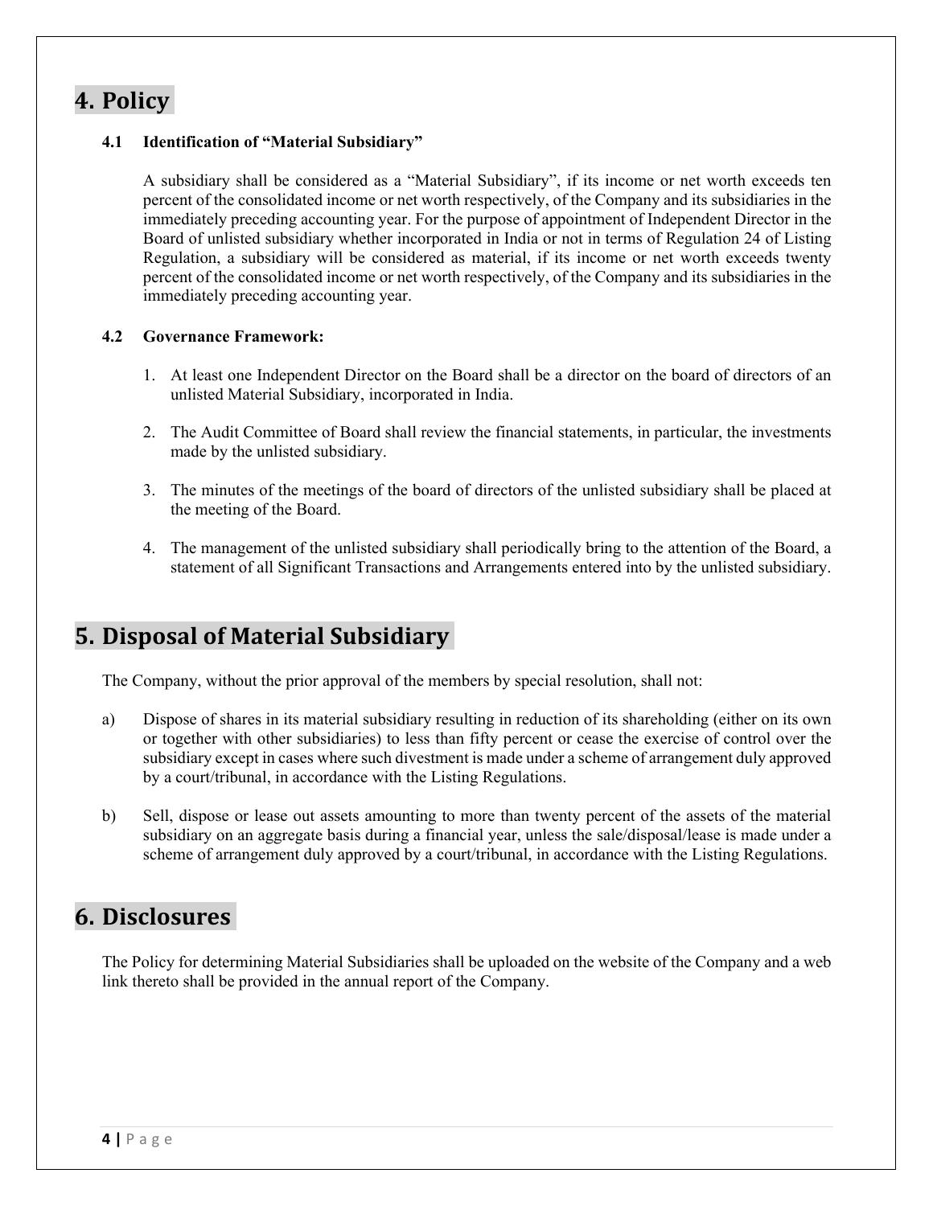# 4. Policy

### 4.1 Identification of "Material Subsidiary"

A subsidiary shall be considered as a "Material Subsidiary", if its income or net worth exceeds ten percent of the consolidated income or net worth respectively, of the Company and its subsidiaries in the immediately preceding accounting year. For the purpose of appointment of Independent Director in the Board of unlisted subsidiary whether incorporated in India or not in terms of Regulation 24 of Listing Regulation, a subsidiary will be considered as material, if its income or net worth exceeds twenty percent of the consolidated income or net worth respectively, of the Company and its subsidiaries in the immediately preceding accounting year.

### 4.2 Governance Framework:

1. At least one Independent Director on the Board shall be a director on the board of directors of an unlisted Material Subsidiary, incorporated in India.

2. The Audit Committee of Board shall review the financial statements, in particular, the investments made by the unlisted subsidiary.

3. The minutes of the meetings of the board of directors of the unlisted subsidiary shall be placed at the meeting of the Board.

4. The management of the unlisted subsidiary shall periodically bring to the attention of the Board, a statement of all Significant Transactions and Arrangements entered into by the unlisted subsidiary.

# 5. Disposal of Material Subsidiary

The Company, without the prior approval of the members by special resolution, shall not:

a) Dispose of shares in its material subsidiary resulting in reduction of its shareholding (either on its own or together with other subsidiaries) to less than fifty percent or cease the exercise of control over the subsidiary except in cases where such divestment is made under a scheme of arrangement duly approved by a court/tribunal, in accordance with the Listing Regulations.

b) Sell, dispose or lease out assets amounting to more than twenty percent of the assets of the material subsidiary on an aggregate basis during a financial year, unless the sale/disposal/lease is made under a scheme of arrangement duly approved by a court/tribunal, in accordance with the Listing Regulations.

# 6. Disclosures

The Policy for determining Material Subsidiaries shall be uploaded on the website of the Company and a web link thereto shall be provided in the annual report of the Company.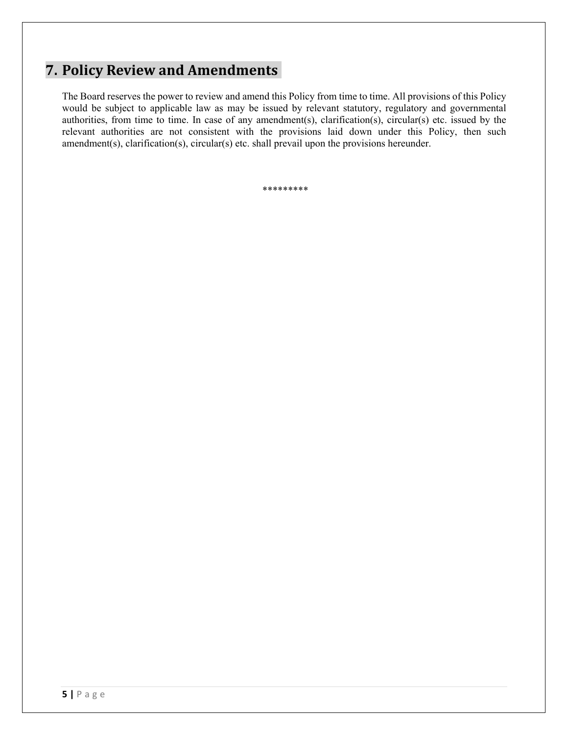## 7. Policy Review and Amendments

The Board reserves the power to review and amend this Policy from time to time. All provisions of this Policy would be subject to applicable law as may be issued by relevant statutory, regulatory and governmental authorities, from time to time. In case of any amendment(s), clarification(s), circular(s) etc. issued by the relevant authorities are not consistent with the provisions laid down under this Policy, then such amendment(s), clarification(s), circular(s) etc. shall prevail upon the provisions hereunder.

*********